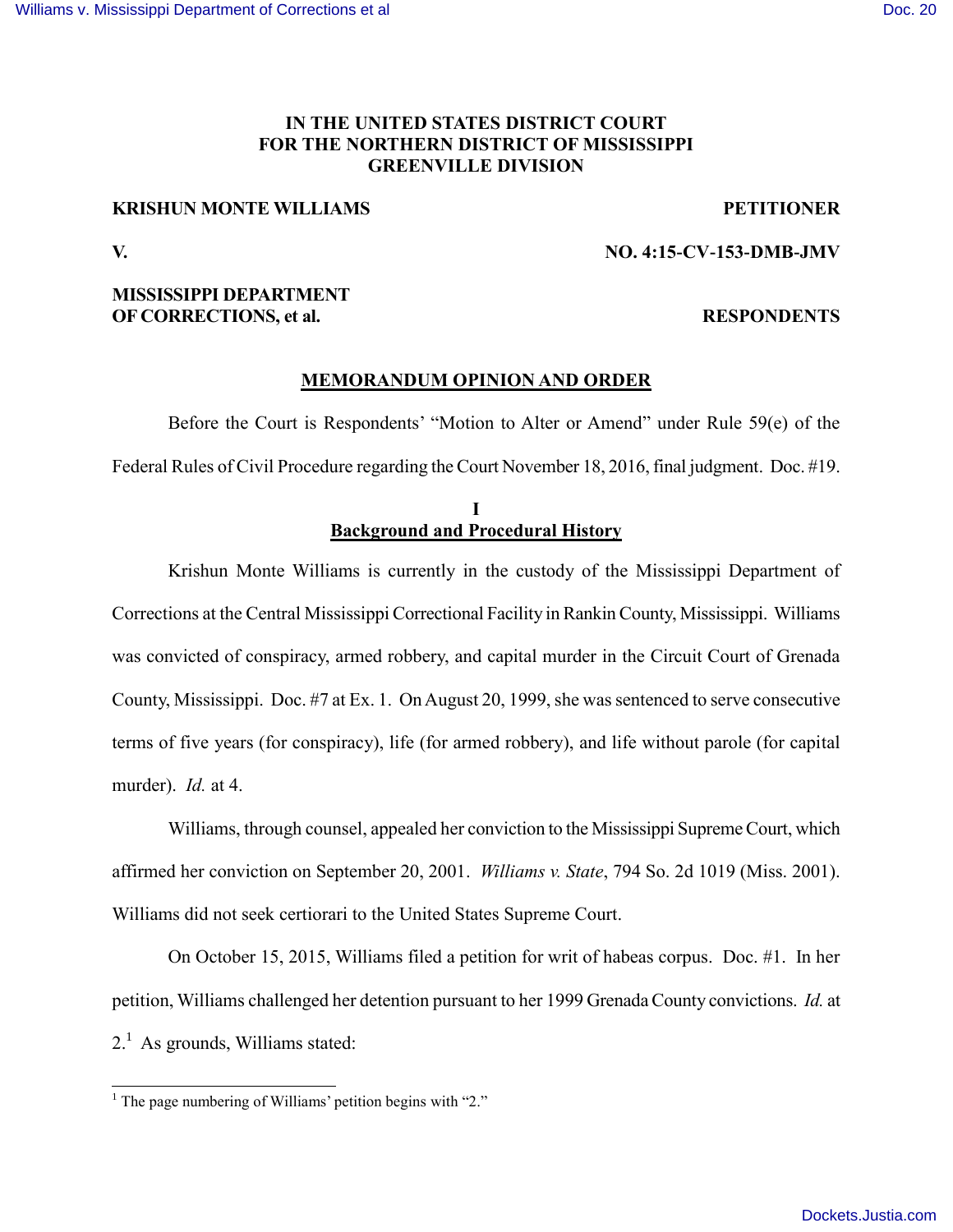**IN THE UNITED STATES DISTRICT COURT**
**FOR THE NORTHERN DISTRICT OF MISSISSIPPI**
**GREENVILLE DIVISION**

**KRISHUN MONTE WILLIAMS** **PETITIONER**

**V.** **NO. 4:15-CV-153-DMB-JMV**

**MISSISSIPPI DEPARTMENT OF CORRECTIONS, et al.** **RESPONDENTS**

## MEMORANDUM OPINION AND ORDER

Before the Court is Respondents' "Motion to Alter or Amend" under Rule 59(e) of the Federal Rules of Civil Procedure regarding the Court November 18, 2016, final judgment. Doc. #19.

## I
## Background and Procedural History

Krishun Monte Williams is currently in the custody of the Mississippi Department of Corrections at the Central Mississippi Correctional Facility in Rankin County, Mississippi. Williams was convicted of conspiracy, armed robbery, and capital murder in the Circuit Court of Grenada County, Mississippi. Doc. #7 at Ex. 1. On August 20, 1999, she was sentenced to serve consecutive terms of five years (for conspiracy), life (for armed robbery), and life without parole (for capital murder). *Id.* at 4.

Williams, through counsel, appealed her conviction to the Mississippi Supreme Court, which affirmed her conviction on September 20, 2001. *Williams v. State*, 794 So. 2d 1019 (Miss. 2001). Williams did not seek certiorari to the United States Supreme Court.

On October 15, 2015, Williams filed a petition for writ of habeas corpus. Doc. #1. In her petition, Williams challenged her detention pursuant to her 1999 Grenada County convictions. *Id.* at 2.[1] As grounds, Williams stated:

[1] The page numbering of Williams' petition begins with "2."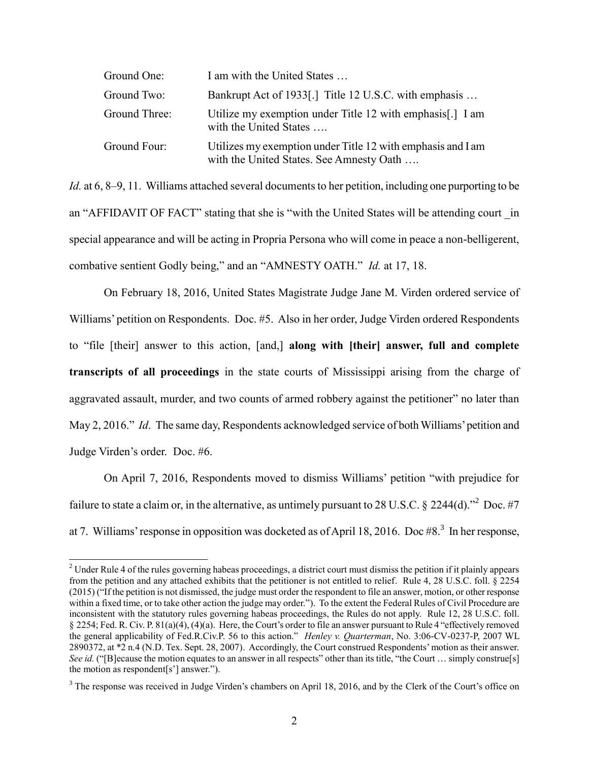| | |
|---|---|
| Ground One: | I am with the United States … |
| Ground Two: | Bankrupt Act of 1933[.] Title 12 U.S.C. with emphasis … |
| Ground Three: | Utilize my exemption under Title 12 with emphasis[.] I am with the United States …. |
| Ground Four: | Utilizes my exemption under Title 12 with emphasis and I am with the United States. See Amnesty Oath …. |

*Id.* at 6, 8–9, 11. Williams attached several documents to her petition, including one purporting to be an "AFFIDAVIT OF FACT" stating that she is "with the United States will be attending court _in special appearance and will be acting in Propria Persona who will come in peace a non-belligerent, combative sentient Godly being," and an "AMNESTY OATH." *Id.* at 17, 18.

On February 18, 2016, United States Magistrate Judge Jane M. Virden ordered service of Williams' petition on Respondents. Doc. #5. Also in her order, Judge Virden ordered Respondents to "file [their] answer to this action, [and,] **along with [their] answer, full and complete transcripts of all proceedings** in the state courts of Mississippi arising from the charge of aggravated assault, murder, and two counts of armed robbery against the petitioner" no later than May 2, 2016." *Id*. The same day, Respondents acknowledged service of both Williams' petition and Judge Virden's order. Doc. #6.

On April 7, 2016, Respondents moved to dismiss Williams' petition "with prejudice for failure to state a claim or, in the alternative, as untimely pursuant to 28 U.S.C. § 2244(d)."[2] Doc. #7 at 7. Williams' response in opposition was docketed as of April 18, 2016. Doc #8.[3] In her response,

---

[2] Under Rule 4 of the rules governing habeas proceedings, a district court must dismiss the petition if it plainly appears from the petition and any attached exhibits that the petitioner is not entitled to relief. Rule 4, 28 U.S.C. foll. § 2254 (2015) ("If the petition is not dismissed, the judge must order the respondent to file an answer, motion, or other response within a fixed time, or to take other action the judge may order."). To the extent the Federal Rules of Civil Procedure are inconsistent with the statutory rules governing habeas proceedings, the Rules do not apply. Rule 12, 28 U.S.C. foll. § 2254; Fed. R. Civ. P. 81(a)(4), (4)(a). Here, the Court's order to file an answer pursuant to Rule 4 "effectively removed the general applicability of Fed.R.Civ.P. 56 to this action." *Henley v. Quarterman*, No. 3:06-CV-0237-P, 2007 WL 2890372, at *2 n.4 (N.D. Tex. Sept. 28, 2007). Accordingly, the Court construed Respondents' motion as their answer. *See id.* ("[B]ecause the motion equates to an answer in all respects" other than its title, "the Court … simply construe[s] the motion as respondent[s'] answer.").

[3] The response was received in Judge Virden's chambers on April 18, 2016, and by the Clerk of the Court's office on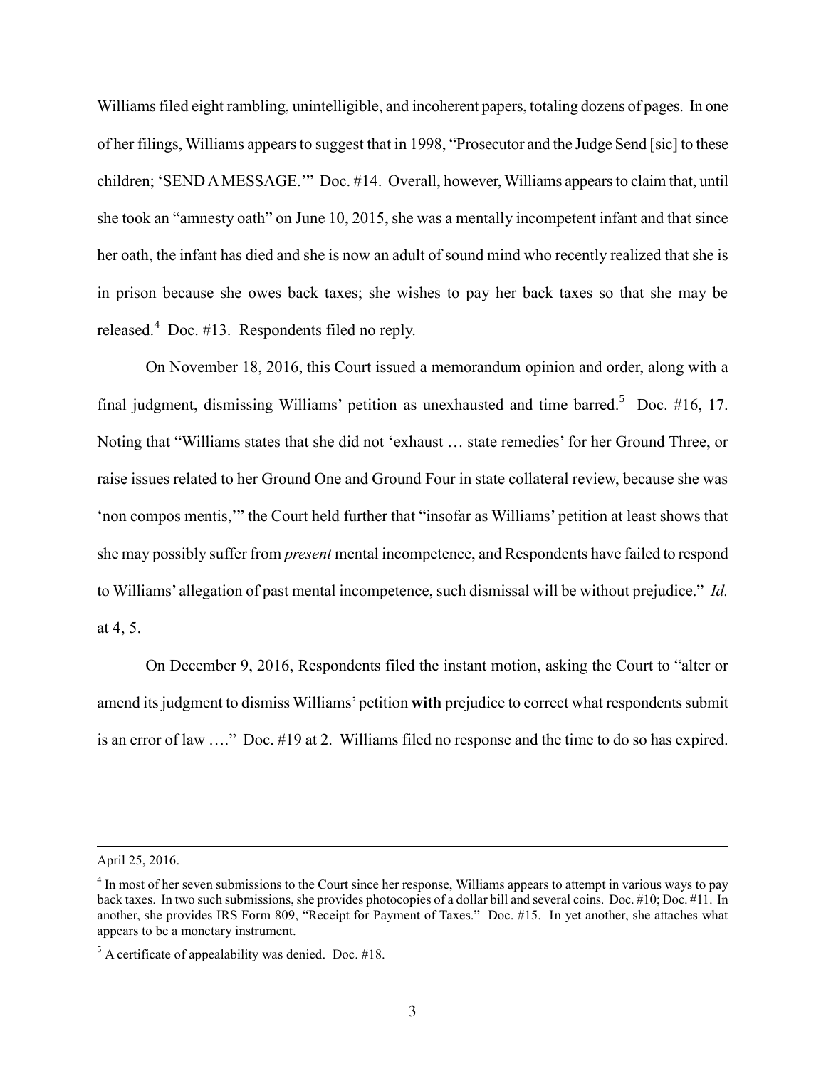Williams filed eight rambling, unintelligible, and incoherent papers, totaling dozens of pages. In one of her filings, Williams appears to suggest that in 1998, "Prosecutor and the Judge Send [sic] to these children; 'SEND A MESSAGE.'" Doc. #14. Overall, however, Williams appears to claim that, until she took an "amnesty oath" on June 10, 2015, she was a mentally incompetent infant and that since her oath, the infant has died and she is now an adult of sound mind who recently realized that she is in prison because she owes back taxes; she wishes to pay her back taxes so that she may be released.[4] Doc. #13. Respondents filed no reply.

On November 18, 2016, this Court issued a memorandum opinion and order, along with a final judgment, dismissing Williams' petition as unexhausted and time barred.[5] Doc. #16, 17. Noting that "Williams states that she did not 'exhaust … state remedies' for her Ground Three, or raise issues related to her Ground One and Ground Four in state collateral review, because she was 'non compos mentis,'" the Court held further that "insofar as Williams' petition at least shows that she may possibly suffer from *present* mental incompetence, and Respondents have failed to respond to Williams' allegation of past mental incompetence, such dismissal will be without prejudice." *Id.* at 4, 5.

On December 9, 2016, Respondents filed the instant motion, asking the Court to "alter or amend its judgment to dismiss Williams' petition **with** prejudice to correct what respondents submit is an error of law …." Doc. #19 at 2. Williams filed no response and the time to do so has expired.

---

April 25, 2016.

[4] In most of her seven submissions to the Court since her response, Williams appears to attempt in various ways to pay back taxes. In two such submissions, she provides photocopies of a dollar bill and several coins. Doc. #10; Doc. #11. In another, she provides IRS Form 809, "Receipt for Payment of Taxes." Doc. #15. In yet another, she attaches what appears to be a monetary instrument.

[5] A certificate of appealability was denied. Doc. #18.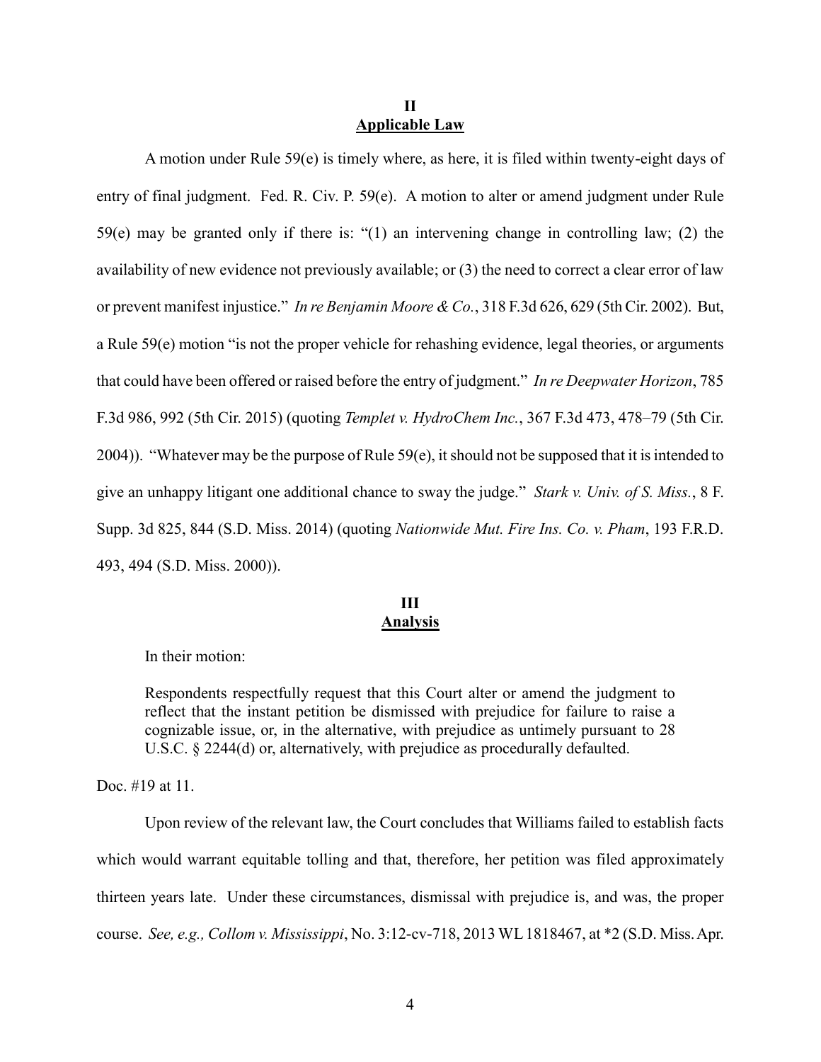## II
## Applicable Law

A motion under Rule 59(e) is timely where, as here, it is filed within twenty-eight days of entry of final judgment. Fed. R. Civ. P. 59(e). A motion to alter or amend judgment under Rule 59(e) may be granted only if there is: "(1) an intervening change in controlling law; (2) the availability of new evidence not previously available; or (3) the need to correct a clear error of law or prevent manifest injustice." *In re Benjamin Moore & Co.*, 318 F.3d 626, 629 (5th Cir. 2002). But, a Rule 59(e) motion "is not the proper vehicle for rehashing evidence, legal theories, or arguments that could have been offered or raised before the entry of judgment." *In re Deepwater Horizon*, 785 F.3d 986, 992 (5th Cir. 2015) (quoting *Templet v. HydroChem Inc.*, 367 F.3d 473, 478–79 (5th Cir. 2004)). "Whatever may be the purpose of Rule 59(e), it should not be supposed that it is intended to give an unhappy litigant one additional chance to sway the judge." *Stark v. Univ. of S. Miss.*, 8 F. Supp. 3d 825, 844 (S.D. Miss. 2014) (quoting *Nationwide Mut. Fire Ins. Co. v. Pham*, 193 F.R.D. 493, 494 (S.D. Miss. 2000)).

## III
## Analysis

In their motion:

> Respondents respectfully request that this Court alter or amend the judgment to reflect that the instant petition be dismissed with prejudice for failure to raise a cognizable issue, or, in the alternative, with prejudice as untimely pursuant to 28 U.S.C. § 2244(d) or, alternatively, with prejudice as procedurally defaulted.

Doc. #19 at 11.

Upon review of the relevant law, the Court concludes that Williams failed to establish facts which would warrant equitable tolling and that, therefore, her petition was filed approximately thirteen years late. Under these circumstances, dismissal with prejudice is, and was, the proper course. *See, e.g., Collom v. Mississippi*, No. 3:12-cv-718, 2013 WL 1818467, at *2 (S.D. Miss. Apr.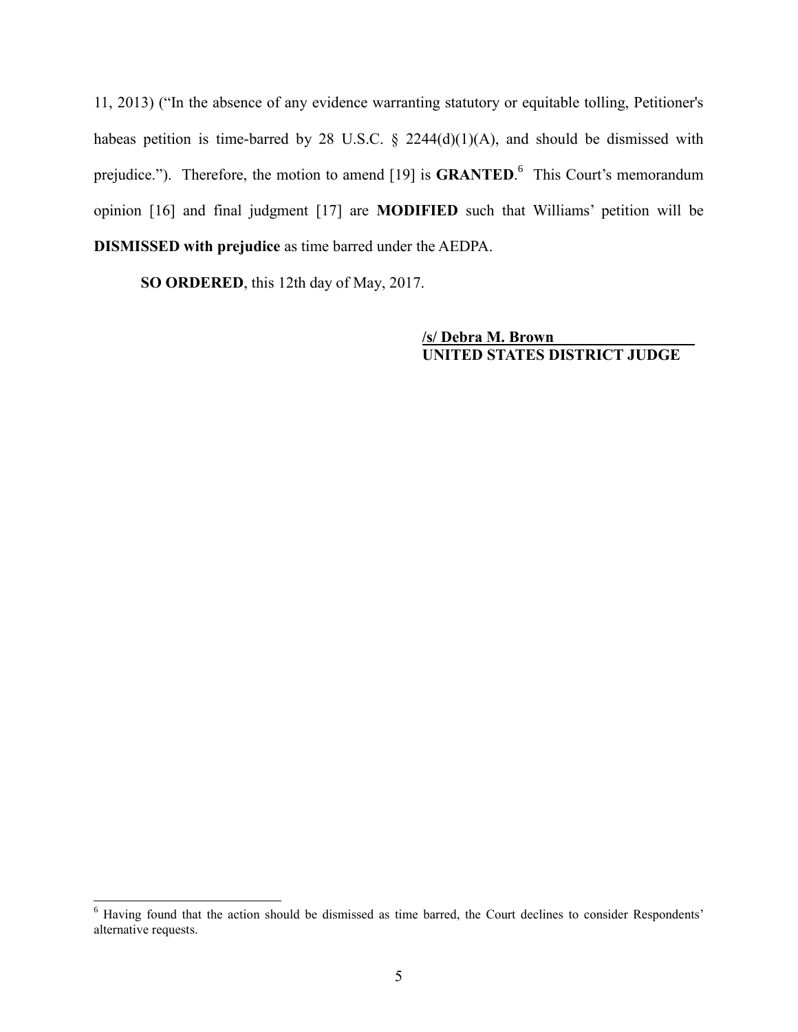11, 2013) ("In the absence of any evidence warranting statutory or equitable tolling, Petitioner's habeas petition is time-barred by 28 U.S.C. § 2244(d)(1)(A), and should be dismissed with prejudice."). Therefore, the motion to amend [19] is **GRANTED**.[6] This Court's memorandum opinion [16] and final judgment [17] are **MODIFIED** such that Williams' petition will be **DISMISSED with prejudice** as time barred under the AEDPA.

**SO ORDERED**, this 12th day of May, 2017.

**/s/ Debra M. Brown**
**UNITED STATES DISTRICT JUDGE**

---

[6] Having found that the action should be dismissed as time barred, the Court declines to consider Respondents' alternative requests.